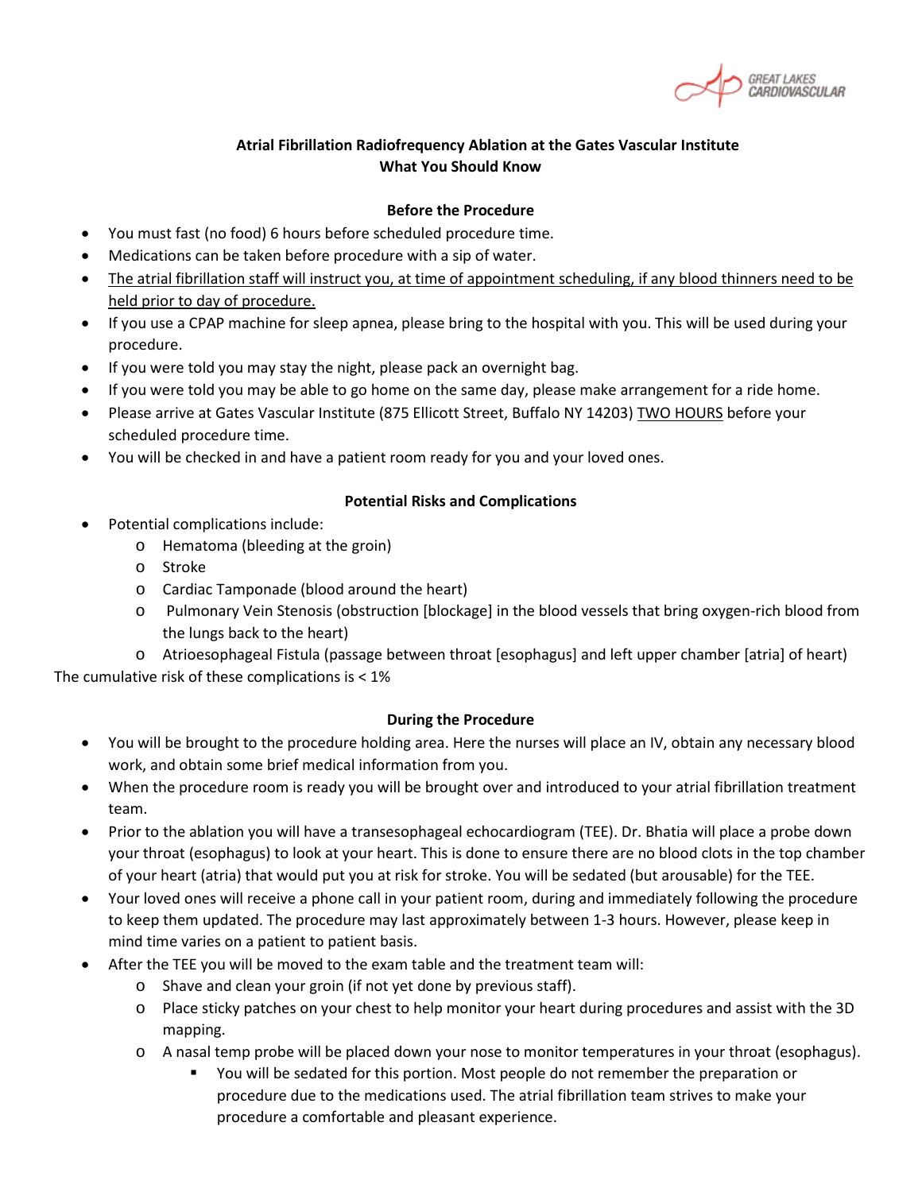GREAT LAKES CARDIOVASCULAR

## Atrial Fibrillation Radiofrequency Ablation at the Gates Vascular Institute
## What You Should Know

### Before the Procedure

- You must fast (no food) 6 hours before scheduled procedure time.
- Medications can be taken before procedure with a sip of water.
- <u>The atrial fibrillation staff will instruct you, at time of appointment scheduling, if any blood thinners need to be held prior to day of procedure.</u>
- If you use a CPAP machine for sleep apnea, please bring to the hospital with you. This will be used during your procedure.
- If you were told you may stay the night, please pack an overnight bag.
- If you were told you may be able to go home on the same day, please make arrangement for a ride home.
- Please arrive at Gates Vascular Institute (875 Ellicott Street, Buffalo NY 14203) <u>TWO HOURS</u> before your scheduled procedure time.
- You will be checked in and have a patient room ready for you and your loved ones.

### Potential Risks and Complications

- Potential complications include:
  - Hematoma (bleeding at the groin)
  - Stroke
  - Cardiac Tamponade (blood around the heart)
  - Pulmonary Vein Stenosis (obstruction [blockage] in the blood vessels that bring oxygen-rich blood from the lungs back to the heart)
  - Atrioesophageal Fistula (passage between throat [esophagus] and left upper chamber [atria] of heart)

The cumulative risk of these complications is < 1%

### During the Procedure

- You will be brought to the procedure holding area. Here the nurses will place an IV, obtain any necessary blood work, and obtain some brief medical information from you.
- When the procedure room is ready you will be brought over and introduced to your atrial fibrillation treatment team.
- Prior to the ablation you will have a transesophageal echocardiogram (TEE). Dr. Bhatia will place a probe down your throat (esophagus) to look at your heart. This is done to ensure there are no blood clots in the top chamber of your heart (atria) that would put you at risk for stroke. You will be sedated (but arousable) for the TEE.
- Your loved ones will receive a phone call in your patient room, during and immediately following the procedure to keep them updated. The procedure may last approximately between 1-3 hours. However, please keep in mind time varies on a patient to patient basis.
- After the TEE you will be moved to the exam table and the treatment team will:
  - Shave and clean your groin (if not yet done by previous staff).
  - Place sticky patches on your chest to help monitor your heart during procedures and assist with the 3D mapping.
  - A nasal temp probe will be placed down your nose to monitor temperatures in your throat (esophagus).
    - You will be sedated for this portion. Most people do not remember the preparation or procedure due to the medications used. The atrial fibrillation team strives to make your procedure a comfortable and pleasant experience.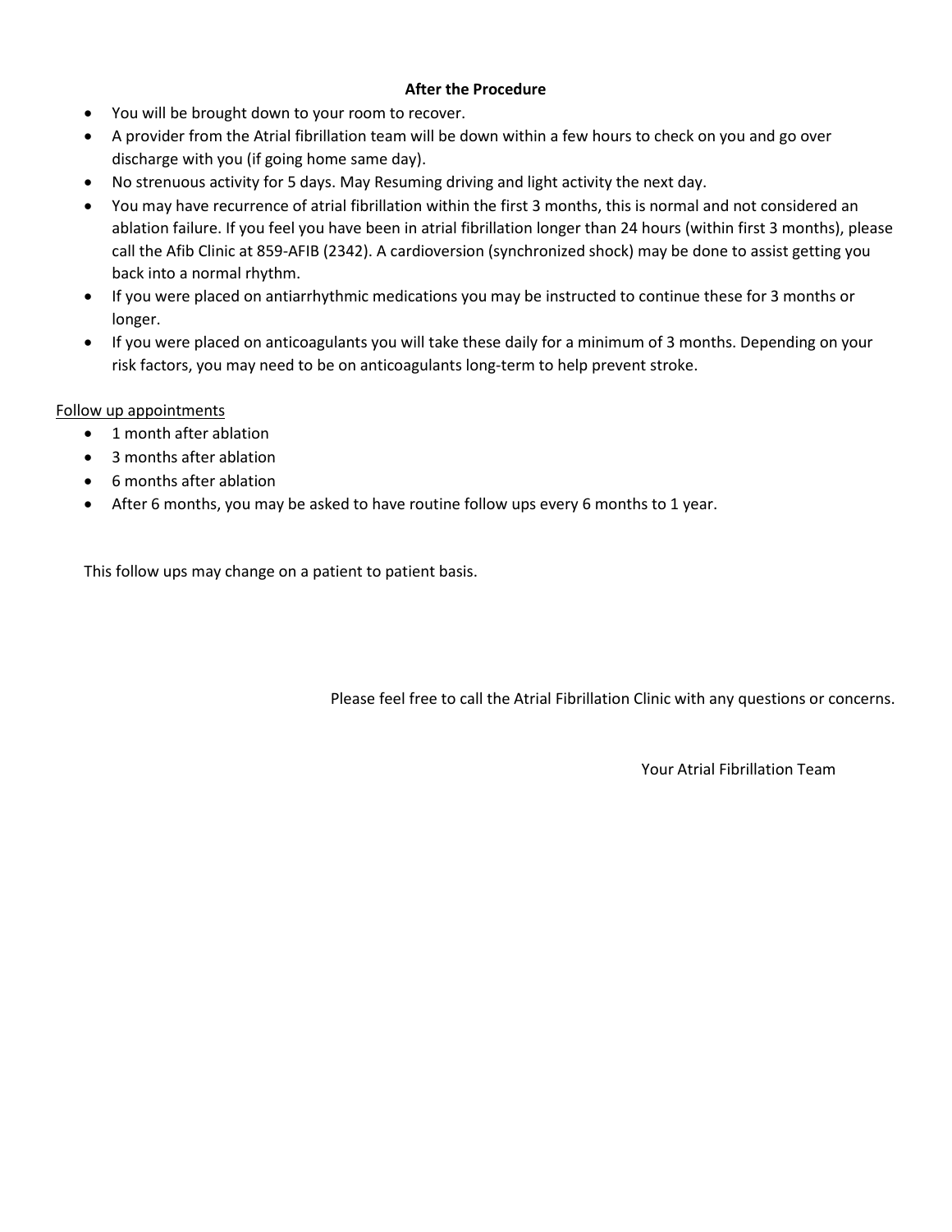**After the Procedure**

- You will be brought down to your room to recover.
- A provider from the Atrial fibrillation team will be down within a few hours to check on you and go over discharge with you (if going home same day).
- No strenuous activity for 5 days. May Resuming driving and light activity the next day.
- You may have recurrence of atrial fibrillation within the first 3 months, this is normal and not considered an ablation failure. If you feel you have been in atrial fibrillation longer than 24 hours (within first 3 months), please call the Afib Clinic at 859-AFIB (2342). A cardioversion (synchronized shock) may be done to assist getting you back into a normal rhythm.
- If you were placed on antiarrhythmic medications you may be instructed to continue these for 3 months or longer.
- If you were placed on anticoagulants you will take these daily for a minimum of 3 months. Depending on your risk factors, you may need to be on anticoagulants long-term to help prevent stroke.

<u>Follow up appointments</u>

- 1 month after ablation
- 3 months after ablation
- 6 months after ablation
- After 6 months, you may be asked to have routine follow ups every 6 months to 1 year.

This follow ups may change on a patient to patient basis.

Please feel free to call the Atrial Fibrillation Clinic with any questions or concerns.

Your Atrial Fibrillation Team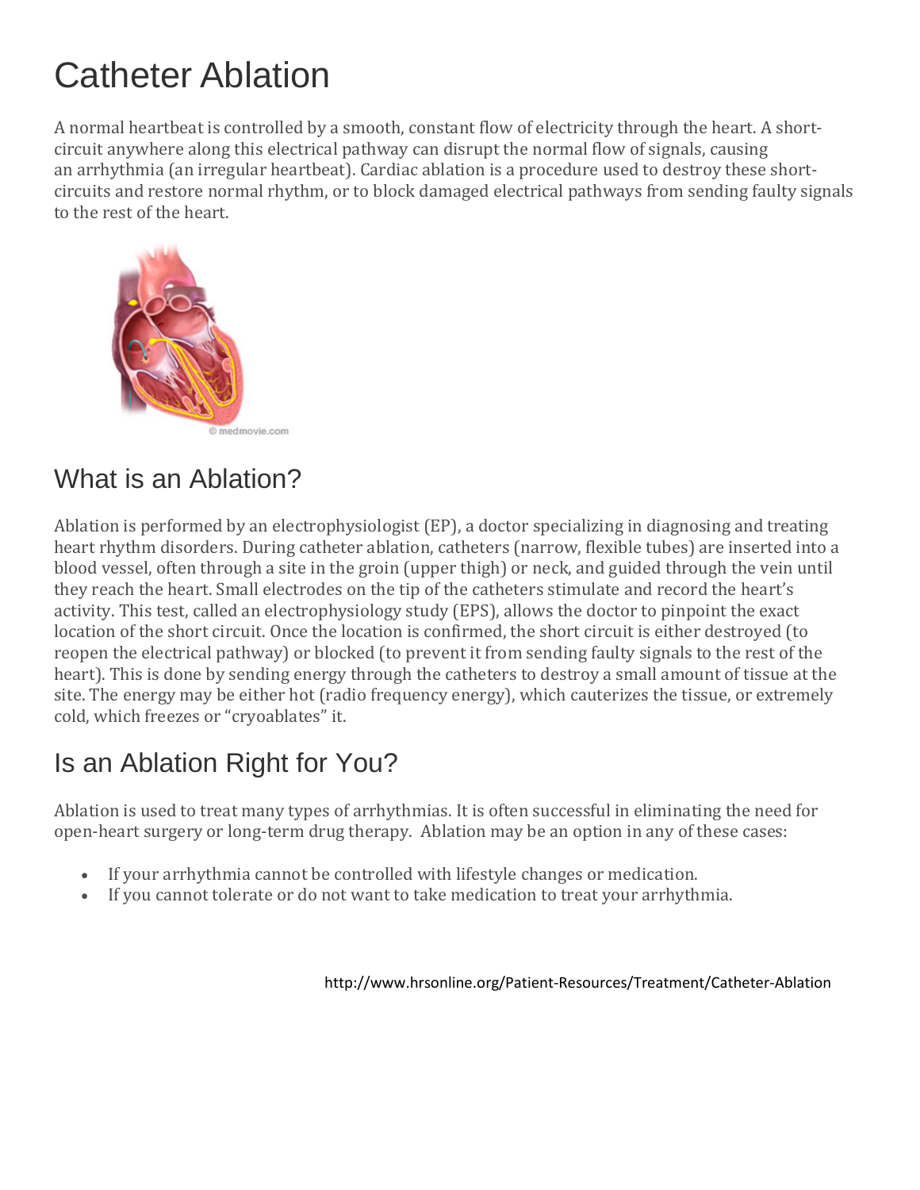# Catheter Ablation

A normal heartbeat is controlled by a smooth, constant flow of electricity through the heart. A short-circuit anywhere along this electrical pathway can disrupt the normal flow of signals, causing an arrhythmia (an irregular heartbeat). Cardiac ablation is a procedure used to destroy these short-circuits and restore normal rhythm, or to block damaged electrical pathways from sending faulty signals to the rest of the heart.

© medmovie.com

## What is an Ablation?

Ablation is performed by an electrophysiologist (EP), a doctor specializing in diagnosing and treating heart rhythm disorders. During catheter ablation, catheters (narrow, flexible tubes) are inserted into a blood vessel, often through a site in the groin (upper thigh) or neck, and guided through the vein until they reach the heart. Small electrodes on the tip of the catheters stimulate and record the heart's activity. This test, called an electrophysiology study (EPS), allows the doctor to pinpoint the exact location of the short circuit. Once the location is confirmed, the short circuit is either destroyed (to reopen the electrical pathway) or blocked (to prevent it from sending faulty signals to the rest of the heart). This is done by sending energy through the catheters to destroy a small amount of tissue at the site. The energy may be either hot (radio frequency energy), which cauterizes the tissue, or extremely cold, which freezes or "cryoablates" it.

## Is an Ablation Right for You?

Ablation is used to treat many types of arrhythmias. It is often successful in eliminating the need for open-heart surgery or long-term drug therapy. Ablation may be an option in any of these cases:

- If your arrhythmia cannot be controlled with lifestyle changes or medication.
- If you cannot tolerate or do not want to take medication to treat your arrhythmia.

http://www.hrsonline.org/Patient-Resources/Treatment/Catheter-Ablation